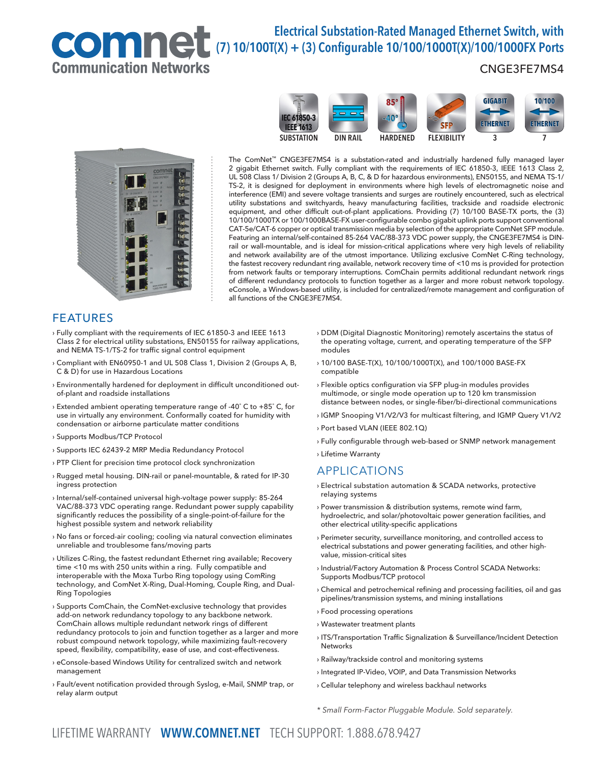# Electrical Substation-Rated Managed Ethernet Switch, with (7) 10/100T(X) + (3) Configurable 10/100/1000T(X)/100/1000FX Ports

comnet Communication Networks

CNGE3FE7MS4

SUBSTATION | DIN RAIL | HARDENED | FLEXIBILITY | GIGABIT ETHERNET 3 | 10/100 ETHERNET 7

The ComNet™ CNGE3FE7MS4 is a substation-rated and industrially hardened fully managed layer 2 gigabit Ethernet switch. Fully compliant with the requirements of IEC 61850-3, IEEE 1613 Class 2, UL 508 Class 1/ Division 2 (Groups A, B, C, & D for hazardous environments), EN50155, and NEMA TS-1/TS-2, it is designed for deployment in environments where high levels of electromagnetic noise and interference (EMI) and severe voltage transients and surges are routinely encountered, such as electrical utility substations and switchyards, heavy manufacturing facilities, trackside and roadside electronic equipment, and other difficult out-of-plant applications. Providing (7) 10/100 BASE-TX ports, the (3) 10/100/1000TX or 100/1000BASE-FX user-configurable combo gigabit uplink ports support conventional CAT-5e/CAT-6 copper or optical transmission media by selection of the appropriate ComNet SFP module. Featuring an internal/self-contained 85-264 VAC/88-373 VDC power supply, the CNGE3FE7MS4 is DIN-rail or wall-mountable, and is ideal for mission-critical applications where very high levels of reliability and network availability are of the utmost importance. Utilizing exclusive ComNet C-Ring technology, the fastest recovery redundant ring available, network recovery time of <10 ms is provided for protection from network faults or temporary interruptions. ComChain permits additional redundant network rings of different redundancy protocols to function together as a larger and more robust network topology. eConsole, a Windows-based utility, is included for centralized/remote management and configuration of all functions of the CNGE3FE7MS4.

## FEATURES

- Fully compliant with the requirements of IEC 61850-3 and IEEE 1613 Class 2 for electrical utility substations, EN50155 for railway applications, and NEMA TS-1/TS-2 for traffic signal control equipment
- Compliant with EN60950-1 and UL 508 Class 1, Division 2 (Groups A, B, C & D) for use in Hazardous Locations
- Environmentally hardened for deployment in difficult unconditioned out-of-plant and roadside installations
- Extended ambient operating temperature range of -40˚ C to +85˚ C, for use in virtually any environment. Conformally coated for humidity with condensation or airborne particulate matter conditions
- Supports Modbus/TCP Protocol
- Supports IEC 62439-2 MRP Media Redundancy Protocol
- PTP Client for precision time protocol clock synchronization
- Rugged metal housing. DIN-rail or panel-mountable, & rated for IP-30 ingress protection
- Internal/self-contained universal high-voltage power supply: 85-264 VAC/88-373 VDC operating range. Redundant power supply capability significantly reduces the possibility of a single-point-of-failure for the highest possible system and network reliability
- No fans or forced-air cooling; cooling via natural convection eliminates unreliable and troublesome fans/moving parts
- Utilizes C-Ring, the fastest redundant Ethernet ring available; Recovery time <10 ms with 250 units within a ring. Fully compatible and interoperable with the Moxa Turbo Ring topology using ComRing technology, and ComNet X-Ring, Dual-Homing, Couple Ring, and Dual-Ring Topologies
- Supports ComChain, the ComNet-exclusive technology that provides add-on network redundancy topology to any backbone network. ComChain allows multiple redundant network rings of different redundancy protocols to join and function together as a larger and more robust compound network topology, while maximizing fault-recovery speed, flexibility, compatibility, ease of use, and cost-effectiveness.
- eConsole-based Windows Utility for centralized switch and network management
- Fault/event notification provided through Syslog, e-Mail, SNMP trap, or relay alarm output
- DDM (Digital Diagnostic Monitoring) remotely ascertains the status of the operating voltage, current, and operating temperature of the SFP modules
- 10/100 BASE-T(X), 10/100/1000T(X), and 100/1000 BASE-FX compatible
- Flexible optics configuration via SFP plug-in modules provides multimode, or single mode operation up to 120 km transmission distance between nodes, or single-fiber/bi-directional communications
- IGMP Snooping V1/V2/V3 for multicast filtering, and IGMP Query V1/V2
- Port based VLAN (IEEE 802.1Q)
- Fully configurable through web-based or SNMP network management
- Lifetime Warranty

## APPLICATIONS

- Electrical substation automation & SCADA networks, protective relaying systems
- Power transmission & distribution systems, remote wind farm, hydroelectric, and solar/photovoltaic power generation facilities, and other electrical utility-specific applications
- Perimeter security, surveillance monitoring, and controlled access to electrical substations and power generating facilities, and other high-value, mission-critical sites
- Industrial/Factory Automation & Process Control SCADA Networks: Supports Modbus/TCP protocol
- Chemical and petrochemical refining and processing facilities, oil and gas pipelines/transmission systems, and mining installations
- Food processing operations
- Wastewater treatment plants
- ITS/Transportation Traffic Signalization & Surveillance/Incident Detection Networks
- Railway/trackside control and monitoring systems
- Integrated IP-Video, VOIP, and Data Transmission Networks
- Cellular telephony and wireless backhaul networks

*\* Small Form-Factor Pluggable Module. Sold separately.*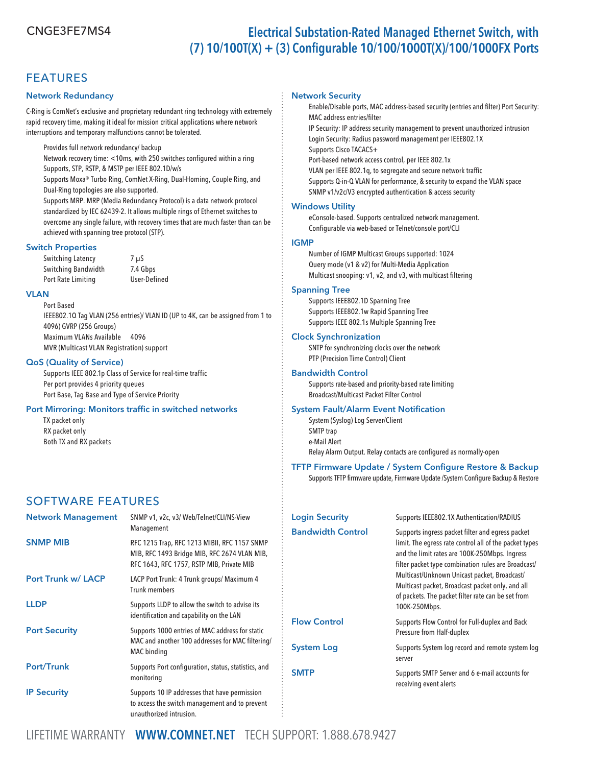CNGE3FE7MS4

# Electrical Substation-Rated Managed Ethernet Switch, with (7) 10/100T(X) + (3) Configurable 10/100/1000T(X)/100/1000FX Ports

## FEATURES

### Network Redundancy

C-Ring is ComNet's exclusive and proprietary redundant ring technology with extremely rapid recovery time, making it ideal for mission critical applications where network interruptions and temporary malfunctions cannot be tolerated.

- Provides full network redundancy/ backup
- Network recovery time: <10ms, with 250 switches configured within a ring
- Supports, STP, RSTP, & MSTP per IEEE 802.1D/w/s
- Supports Moxa® Turbo Ring, ComNet X-Ring, Dual-Homing, Couple Ring, and Dual-Ring topologies are also supported.
- Supports MRP. MRP (Media Redundancy Protocol) is a data network protocol standardized by IEC 62439-2. It allows multiple rings of Ethernet switches to overcome any single failure, with recovery times that are much faster than can be achieved with spanning tree protocol (STP).

### Switch Properties

| | |
|---|---|
| Switching Latency | 7 μS |
| Switching Bandwidth | 7.4 Gbps |
| Port Rate Limiting | User-Defined |

### VLAN

- Port Based
- IEEE802.1Q Tag VLAN (256 entries)/ VLAN ID (UP to 4K, can be assigned from 1 to 4096) GVRP (256 Groups)
- Maximum VLANs Available 4096
- MVR (Multicast VLAN Registration) support

### QoS (Quality of Service)

- Supports IEEE 802.1p Class of Service for real-time traffic
- Per port provides 4 priority queues
- Port Base, Tag Base and Type of Service Priority

### Port Mirroring: Monitors traffic in switched networks

- TX packet only
- RX packet only
- Both TX and RX packets

### Network Security

- Enable/Disable ports, MAC address-based security (entries and filter) Port Security: MAC address entries/filter
- IP Security: IP address security management to prevent unauthorized intrusion
- Login Security: Radius password management per IEEE802.1X
- Supports Cisco TACACS+
- Port-based network access control, per IEEE 802.1x
- VLAN per IEEE 802.1q, to segregate and secure network traffic
- Supports Q-in-Q VLAN for performance, & security to expand the VLAN space
- SNMP v1/v2c/V3 encrypted authentication & access security

### Windows Utility

- eConsole-based. Supports centralized network management.
- Configurable via web-based or Telnet/console port/CLI

### IGMP

- Number of IGMP Multicast Groups supported: 1024
- Query mode (v1 & v2) for Multi-Media Application
- Multicast snooping: v1, v2, and v3, with multicast filtering

### Spanning Tree

- Supports IEEE802.1D Spanning Tree
- Supports IEEE802.1w Rapid Spanning Tree
- Supports IEEE 802.1s Multiple Spanning Tree

### Clock Synchronization

- SNTP for synchronizing clocks over the network
- PTP (Precision Time Control) Client

### Bandwidth Control

- Supports rate-based and priority-based rate limiting
- Broadcast/Multicast Packet Filter Control

### System Fault/Alarm Event Notification

- System (Syslog) Log Server/Client
- SMTP trap
- e-Mail Alert
- Relay Alarm Output. Relay contacts are configured as normally-open

### TFTP Firmware Update / System Configure Restore & Backup

Supports TFTP firmware update, Firmware Update /System Configure Backup & Restore

## SOFTWARE FEATURES

| | |
|---|---|
| **Network Management** | SNMP v1, v2c, v3/ Web/Telnet/CLI/NS-View Management |
| **SNMP MIB** | RFC 1215 Trap, RFC 1213 MIBII, RFC 1157 SNMP MIB, RFC 1493 Bridge MIB, RFC 2674 VLAN MIB, RFC 1643, RFC 1757, RSTP MIB, Private MIB |
| **Port Trunk w/ LACP** | LACP Port Trunk: 4 Trunk groups/ Maximum 4 Trunk members |
| **LLDP** | Supports LLDP to allow the switch to advise its identification and capability on the LAN |
| **Port Security** | Supports 1000 entries of MAC address for static MAC and another 100 addresses for MAC filtering/ MAC binding |
| **Port/Trunk** | Supports Port configuration, status, statistics, and monitoring |
| **IP Security** | Supports 10 IP addresses that have permission to access the switch management and to prevent unauthorized intrusion. |
| **Login Security** | Supports IEEE802.1X Authentication/RADIUS |
| **Bandwidth Control** | Supports ingress packet filter and egress packet limit. The egress rate control all of the packet types and the limit rates are 100K-250Mbps. Ingress filter packet type combination rules are Broadcast/ Multicast/Unknown Unicast packet, Broadcast/ Multicast packet, Broadcast packet only, and all of packets. The packet filter rate can be set from 100K-250Mbps. |
| **Flow Control** | Supports Flow Control for Full-duplex and Back Pressure from Half-duplex |
| **System Log** | Supports System log record and remote system log server |
| **SMTP** | Supports SMTP Server and 6 e-mail accounts for receiving event alerts |

LIFETIME WARRANTY **WWW.COMNET.NET** TECH SUPPORT: 1.888.678.9427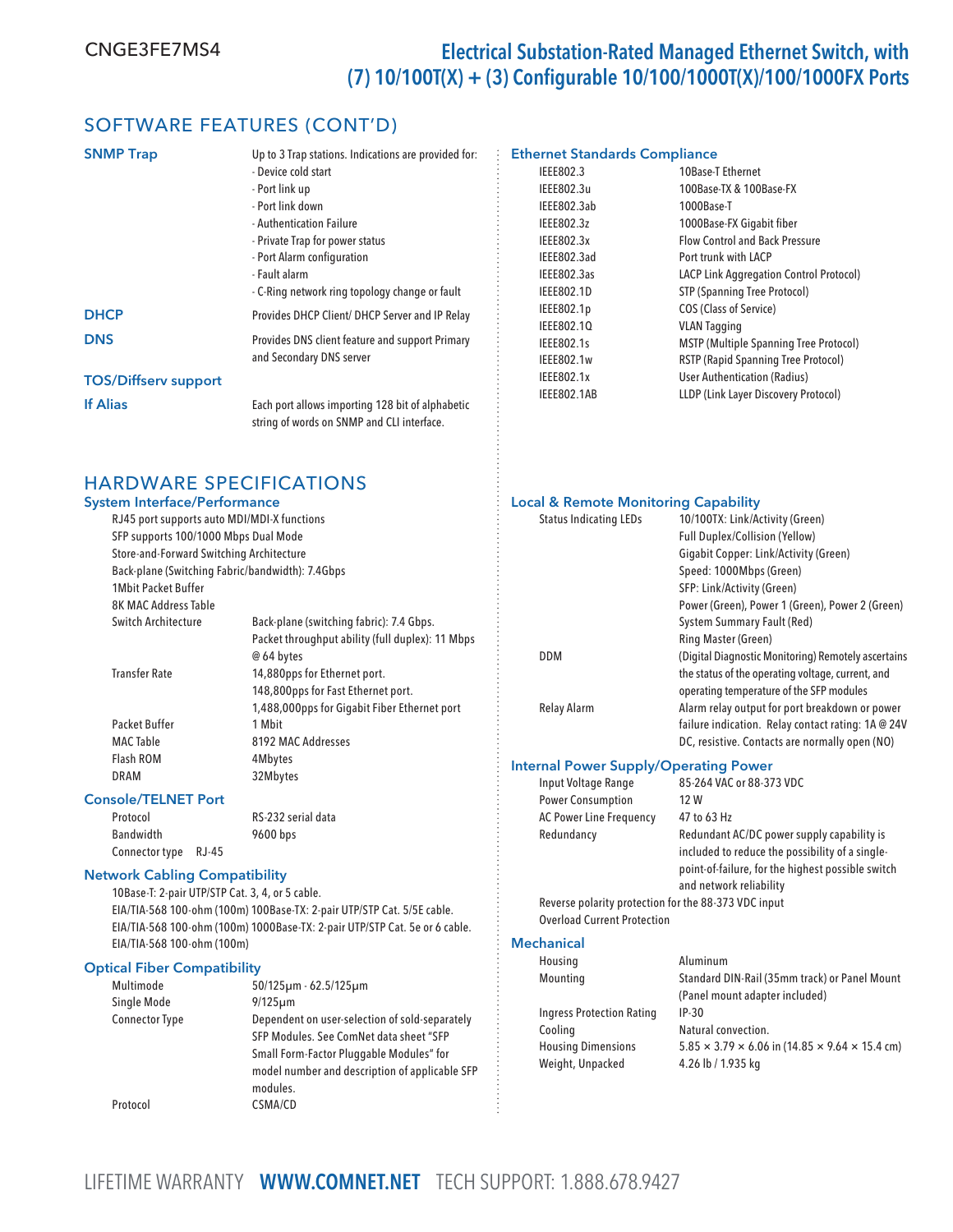# CNGE3FE7MS4

## Electrical Substation-Rated Managed Ethernet Switch, with (7) 10/100T(X) + (3) Configurable 10/100/1000T(X)/100/1000FX Ports

## SOFTWARE FEATURES (CONT'D)

**SNMP Trap** — Up to 3 Trap stations. Indications are provided for:
- Device cold start
- Port link up
- Port link down
- Authentication Failure
- Private Trap for power status
- Port Alarm configuration
- Fault alarm
- C-Ring network ring topology change or fault

**DHCP** — Provides DHCP Client/ DHCP Server and IP Relay

**DNS** — Provides DNS client feature and support Primary and Secondary DNS server

**TOS/Diffserv support**

**If Alias** — Each port allows importing 128 bit of alphabetic string of words on SNMP and CLI interface.

### Ethernet Standards Compliance

| | |
|---|---|
| IEEE802.3 | 10Base-T Ethernet |
| IEEE802.3u | 100Base-TX & 100Base-FX |
| IEEE802.3ab | 1000Base-T |
| IEEE802.3z | 1000Base-FX Gigabit fiber |
| IEEE802.3x | Flow Control and Back Pressure |
| IEEE802.3ad | Port trunk with LACP |
| IEEE802.3as | LACP Link Aggregation Control Protocol) |
| IEEE802.1D | STP (Spanning Tree Protocol) |
| IEEE802.1p | COS (Class of Service) |
| IEEE802.1Q | VLAN Tagging |
| IEEE802.1s | MSTP (Multiple Spanning Tree Protocol) |
| IEEE802.1w | RSTP (Rapid Spanning Tree Protocol) |
| IEEE802.1x | User Authentication (Radius) |
| IEEE802.1AB | LLDP (Link Layer Discovery Protocol) |

## HARDWARE SPECIFICATIONS

### System Interface/Performance

RJ45 port supports auto MDI/MDI-X functions
SFP supports 100/1000 Mbps Dual Mode
Store-and-Forward Switching Architecture
Back-plane (Switching Fabric/bandwidth): 7.4Gbps
1Mbit Packet Buffer
8K MAC Address Table

| | |
|---|---|
| Switch Architecture | Back-plane (switching fabric): 7.4 Gbps. Packet throughput ability (full duplex): 11 Mbps @ 64 bytes |
| Transfer Rate | 14,880pps for Ethernet port.<br>148,800pps for Fast Ethernet port.<br>1,488,000pps for Gigabit Fiber Ethernet port |
| Packet Buffer | 1 Mbit |
| MAC Table | 8192 MAC Addresses |
| Flash ROM | 4Mbytes |
| DRAM | 32Mbytes |

### Console/TELNET Port

| | |
|---|---|
| Protocol | RS-232 serial data |
| Bandwidth | 9600 bps |
| Connector type | RJ-45 |

### Network Cabling Compatibility

10Base-T: 2-pair UTP/STP Cat. 3, 4, or 5 cable.
EIA/TIA-568 100-ohm (100m) 100Base-TX: 2-pair UTP/STP Cat. 5/5E cable.
EIA/TIA-568 100-ohm (100m) 1000Base-TX: 2-pair UTP/STP Cat. 5e or 6 cable.
EIA/TIA-568 100-ohm (100m)

### Optical Fiber Compatibility

| | |
|---|---|
| Multimode | 50/125μm - 62.5/125μm |
| Single Mode | 9/125μm |
| Connector Type | Dependent on user-selection of sold-separately SFP Modules. See ComNet data sheet "SFP Small Form-Factor Pluggable Modules" for model number and description of applicable SFP modules. |
| Protocol | CSMA/CD |

### Local & Remote Monitoring Capability

| | |
|---|---|
| Status Indicating LEDs | 10/100TX: Link/Activity (Green)<br>Full Duplex/Collision (Yellow)<br>Gigabit Copper: Link/Activity (Green)<br>Speed: 1000Mbps (Green)<br>SFP: Link/Activity (Green)<br>Power (Green), Power 1 (Green), Power 2 (Green)<br>System Summary Fault (Red)<br>Ring Master (Green) |
| DDM | (Digital Diagnostic Monitoring) Remotely ascertains the status of the operating voltage, current, and operating temperature of the SFP modules |
| Relay Alarm | Alarm relay output for port breakdown or power failure indication. Relay contact rating: 1A @ 24V DC, resistive. Contacts are normally open (NO) |

### Internal Power Supply/Operating Power

| | |
|---|---|
| Input Voltage Range | 85-264 VAC or 88-373 VDC |
| Power Consumption | 12 W |
| AC Power Line Frequency | 47 to 63 Hz |
| Redundancy | Redundant AC/DC power supply capability is included to reduce the possibility of a single-point-of-failure, for the highest possible switch and network reliability |

Reverse polarity protection for the 88-373 VDC input
Overload Current Protection

### Mechanical

| | |
|---|---|
| Housing | Aluminum |
| Mounting | Standard DIN-Rail (35mm track) or Panel Mount (Panel mount adapter included) |
| Ingress Protection Rating | IP-30 |
| Cooling | Natural convection. |
| Housing Dimensions | 5.85 × 3.79 × 6.06 in (14.85 × 9.64 × 15.4 cm) |
| Weight, Unpacked | 4.26 lb / 1.935 kg |

LIFETIME WARRANTY **WWW.COMNET.NET** TECH SUPPORT: 1.888.678.9427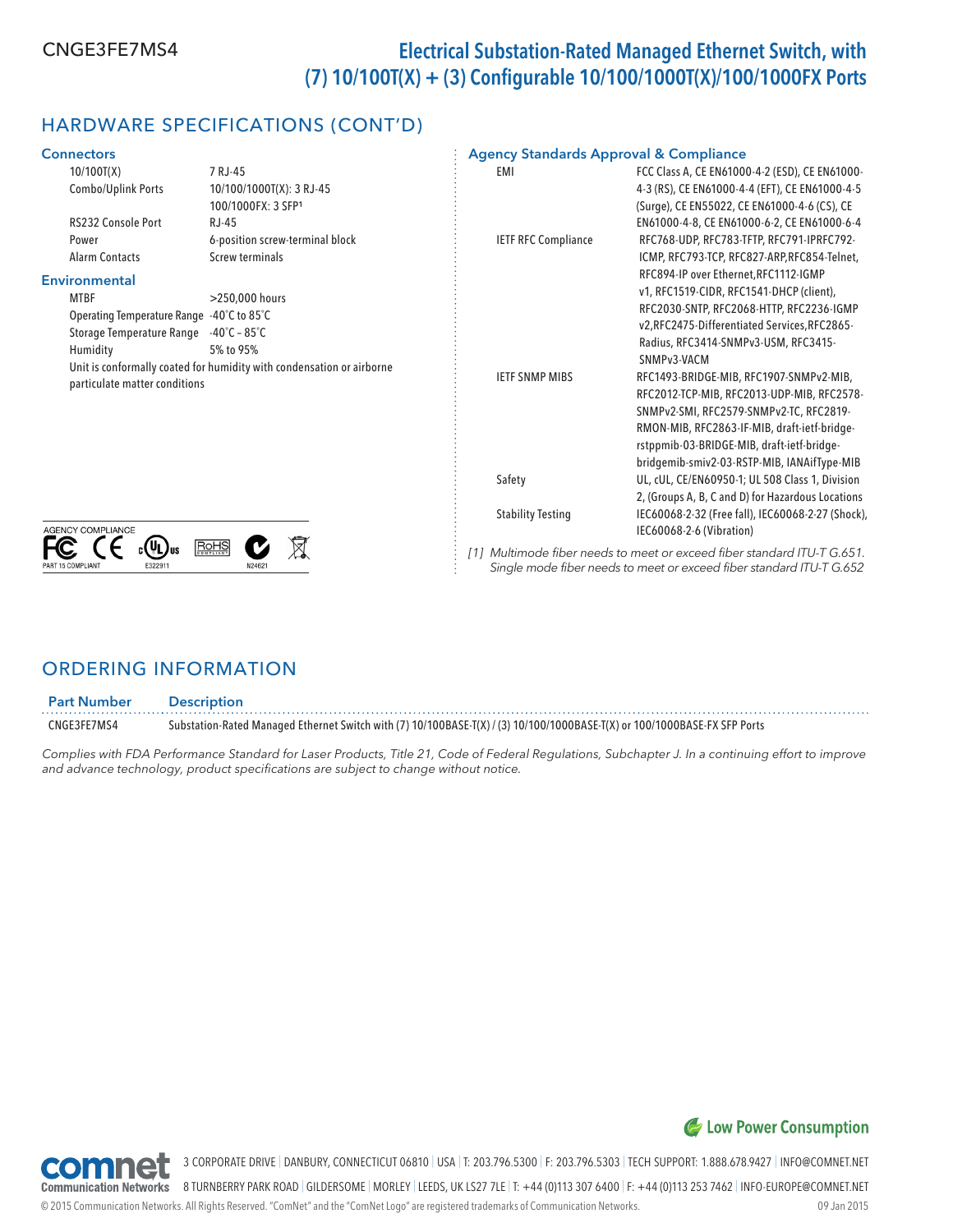# Electrical Substation-Rated Managed Ethernet Switch, with (7) 10/100T(X) + (3) Configurable 10/100/1000T(X)/100/1000FX Ports

## HARDWARE SPECIFICATIONS (CONT'D)

### Connectors

| | |
|---|---|
| 10/100T(X) | 7 RJ-45 |
| Combo/Uplink Ports | 10/100/1000T(X): 3 RJ-45<br>100/1000FX: 3 SFP[1] |
| RS232 Console Port | RJ-45 |
| Power | 6-position screw-terminal block |
| Alarm Contacts | Screw terminals |

### Environmental

| | |
|---|---|
| MTBF | >250,000 hours |
| Operating Temperature Range | -40˚C to 85˚C |
| Storage Temperature Range | -40˚C – 85˚C |
| Humidity | 5% to 95% |

Unit is conformally coated for humidity with condensation or airborne particulate matter conditions

AGENCY COMPLIANCE

PART 15 COMPLIANT E322911 N24621

### Agency Standards Approval & Compliance

| | |
|---|---|
| EMI | FCC Class A, CE EN61000-4-2 (ESD), CE EN61000-4-3 (RS), CE EN61000-4-4 (EFT), CE EN61000-4-5 (Surge), CE EN55022, CE EN61000-4-6 (CS), CE EN61000-4-8, CE EN61000-6-2, CE EN61000-6-4 |
| IETF RFC Compliance | RFC768-UDP, RFC783-TFTP, RFC791-IPRFC792-ICMP, RFC793-TCP, RFC827-ARP,RFC854-Telnet, RFC894-IP over Ethernet,RFC1112-IGMP v1, RFC1519-CIDR, RFC1541-DHCP (client), RFC2030-SNTP, RFC2068-HTTP, RFC2236-IGMP v2,RFC2475-Differentiated Services,RFC2865-Radius, RFC3414-SNMPv3-USM, RFC3415-SNMPv3-VACM |
| IETF SNMP MIBS | RFC1493-BRIDGE-MIB, RFC1907-SNMPv2-MIB, RFC2012-TCP-MIB, RFC2013-UDP-MIB, RFC2578-SNMPv2-SMI, RFC2579-SNMPv2-TC, RFC2819-RMON-MIB, RFC2863-IF-MIB, draft-ietf-bridge-rstppmib-03-BRIDGE-MIB, draft-ietf-bridge-bridgemib-smiv2-03-RSTP-MIB, IANAifType-MIB |
| Safety | UL, cUL, CE/EN60950-1; UL 508 Class 1, Division 2, (Groups A, B, C and D) for Hazardous Locations |
| Stability Testing | IEC60068-2-32 (Free fall), IEC60068-2-27 (Shock), IEC60068-2-6 (Vibration) |

*[1] Multimode fiber needs to meet or exceed fiber standard ITU-T G.651. Single mode fiber needs to meet or exceed fiber standard ITU-T G.652*

## ORDERING INFORMATION

| Part Number | Description |
|---|---|
| CNGE3FE7MS4 | Substation-Rated Managed Ethernet Switch with (7) 10/100BASE-T(X) / (3) 10/100/1000BASE-T(X) or 100/1000BASE-FX SFP Ports |

*Complies with FDA Performance Standard for Laser Products, Title 21, Code of Federal Regulations, Subchapter J. In a continuing effort to improve and advance technology, product specifications are subject to change without notice.*

Low Power Consumption

3 CORPORATE DRIVE | DANBURY, CONNECTICUT 06810 | USA | T: 203.796.5300 | F: 203.796.5303 | TECH SUPPORT: 1.888.678.9427 | INFO@COMNET.NET

8 TURNBERRY PARK ROAD | GILDERSOME | MORLEY | LEEDS, UK LS27 7LE | T: +44 (0)113 307 6400 | F: +44 (0)113 253 7462 | INFO-EUROPE@COMNET.NET

© 2015 Communication Networks. All Rights Reserved. "ComNet" and the "ComNet Logo" are registered trademarks of Communication Networks. 09 Jan 2015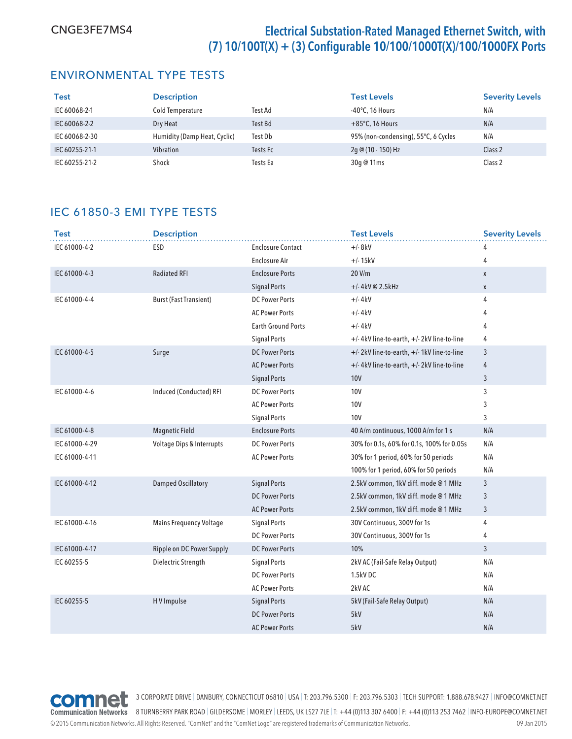CNGE3FE7MS4

# Electrical Substation-Rated Managed Ethernet Switch, with (7) 10/100T(X) + (3) Configurable 10/100/1000T(X)/100/1000FX Ports

## ENVIRONMENTAL TYPE TESTS

| Test | Description | | Test Levels | Severity Levels |
|---|---|---|---|---|
| IEC 60068-2-1 | Cold Temperature | Test Ad | -40°C, 16 Hours | N/A |
| IEC 60068-2-2 | Dry Heat | Test Bd | +85°C, 16 Hours | N/A |
| IEC 60068-2-30 | Humidity (Damp Heat, Cyclic) | Test Db | 95% (non-condensing), 55°C, 6 Cycles | N/A |
| IEC 60255-21-1 | Vibration | Tests Fc | 2g @ (10 - 150) Hz | Class 2 |
| IEC 60255-21-2 | Shock | Tests Ea | 30g @ 11ms | Class 2 |

## IEC 61850-3 EMI TYPE TESTS

| Test | Description | | Test Levels | Severity Levels |
|---|---|---|---|---|
| IEC 61000-4-2 | ESD | Enclosure Contact | +/- 8kV | 4 |
| | | Enclosure Air | +/- 15kV | 4 |
| IEC 61000-4-3 | Radiated RFI | Enclosure Ports | 20 V/m | x |
| | | Signal Ports | +/- 4kV @ 2.5kHz | x |
| IEC 61000-4-4 | Burst (Fast Transient) | DC Power Ports | +/- 4kV | 4 |
| | | AC Power Ports | +/- 4kV | 4 |
| | | Earth Ground Ports | +/- 4kV | 4 |
| | | Signal Ports | +/- 4kV line-to-earth, +/- 2kV line-to-line | 4 |
| IEC 61000-4-5 | Surge | DC Power Ports | +/- 2kV line-to-earth, +/- 1kV line-to-line | 3 |
| | | AC Power Ports | +/- 4kV line-to-earth, +/- 2kV line-to-line | 4 |
| | | Signal Ports | 10V | 3 |
| IEC 61000-4-6 | Induced (Conducted) RFI | DC Power Ports | 10V | 3 |
| | | AC Power Ports | 10V | 3 |
| | | Signal Ports | 10V | 3 |
| IEC 61000-4-8 | Magnetic Field | Enclosure Ports | 40 A/m continuous, 1000 A/m for 1 s | N/A |
| IEC 61000-4-29 | Voltage Dips & Interrupts | DC Power Ports | 30% for 0.1s, 60% for 0.1s, 100% for 0.05s | N/A |
| IEC 61000-4-11 | | AC Power Ports | 30% for 1 period, 60% for 50 periods | N/A |
| | | | 100% for 1 period, 60% for 50 periods | N/A |
| IEC 61000-4-12 | Damped Oscillatory | Signal Ports | 2.5kV common, 1kV diff. mode @ 1 MHz | 3 |
| | | DC Power Ports | 2.5kV common, 1kV diff. mode @ 1 MHz | 3 |
| | | AC Power Ports | 2.5kV common, 1kV diff. mode @ 1 MHz | 3 |
| IEC 61000-4-16 | Mains Frequency Voltage | Signal Ports | 30V Continuous, 300V for 1s | 4 |
| | | DC Power Ports | 30V Continuous, 300V for 1s | 4 |
| IEC 61000-4-17 | Ripple on DC Power Supply | DC Power Ports | 10% | 3 |
| IEC 60255-5 | Dielectric Strength | Signal Ports | 2kV AC (Fail-Safe Relay Output) | N/A |
| | | DC Power Ports | 1.5kV DC | N/A |
| | | AC Power Ports | 2kV AC | N/A |
| IEC 60255-5 | H V Impulse | Signal Ports | 5kV (Fail-Safe Relay Output) | N/A |
| | | DC Power Ports | 5kV | N/A |
| | | AC Power Ports | 5kV | N/A |

comnet Communication Networks

3 CORPORATE DRIVE | DANBURY, CONNECTICUT 06810 | USA | T: 203.796.5300 | F: 203.796.5303 | TECH SUPPORT: 1.888.678.9427 | INFO@COMNET.NET

8 TURNBERRY PARK ROAD | GILDERSOME | MORLEY | LEEDS, UK LS27 7LE | T: +44 (0)113 307 6400 | F: +44 (0)113 253 7462 | INFO-EUROPE@COMNET.NET

© 2015 Communication Networks. All Rights Reserved. "ComNet" and the "ComNet Logo" are registered trademarks of Communication Networks. 09 Jan 2015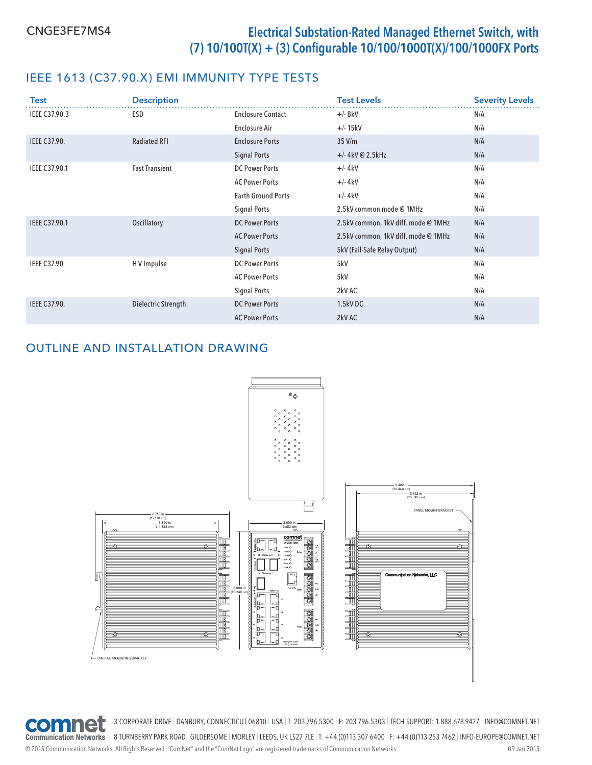# IEEE 1613 (C37.90.X) EMI IMMUNITY TYPE TESTS

| Test | Description | | Test Levels | Severity Levels |
|---|---|---|---|---|
| IEEE C37.90.3 | ESD | Enclosure Contact | +/- 8kV | N/A |
| | | Enclosure Air | +/- 15kV | N/A |
| IEEE C37.90. | Radiated RFI | Enclosure Ports | 35 V/m | N/A |
| | | Signal Ports | +/- 4kV @ 2.5kHz | N/A |
| IEEE C37.90.1 | Fast Transient | DC Power Ports | +/- 4kV | N/A |
| | | AC Power Ports | +/- 4kV | N/A |
| | | Earth Ground Ports | +/- 4kV | N/A |
| | | Signal Ports | 2.5kV common mode @ 1MHz | N/A |
| IEEE C37.90.1 | Oscillatory | DC Power Ports | 2.5kV common, 1kV diff. mode @ 1MHz | N/A |
| | | AC Power Ports | 2.5kV common, 1kV diff. mode @ 1MHz | N/A |
| | | Signal Ports | 5kV (Fail-Safe Relay Output) | N/A |
| IEEE C37.90 | H V Impulse | DC Power Ports | 5kV | N/A |
| | | AC Power Ports | 5kV | N/A |
| | | Signal Ports | 2kV AC | N/A |
| IEEE C37.90. | Dielectric Strength | DC Power Ports | 1.5kV DC | N/A |
| | | AC Power Ports | 2kV AC | N/A |

# OUTLINE AND INSTALLATION DRAWING

6.760 in (17.170 cm)
5.840 in (14.833 cm)
DIN RAIL MOUNTING BRACKET
3.800 in (9.652 cm)
6.000 in (15.240 cm)
6.482 in (16.464 cm)
5.922 in (15.041 cm)
PANEL MOUNT BRACKET
Communication Networks, LLC